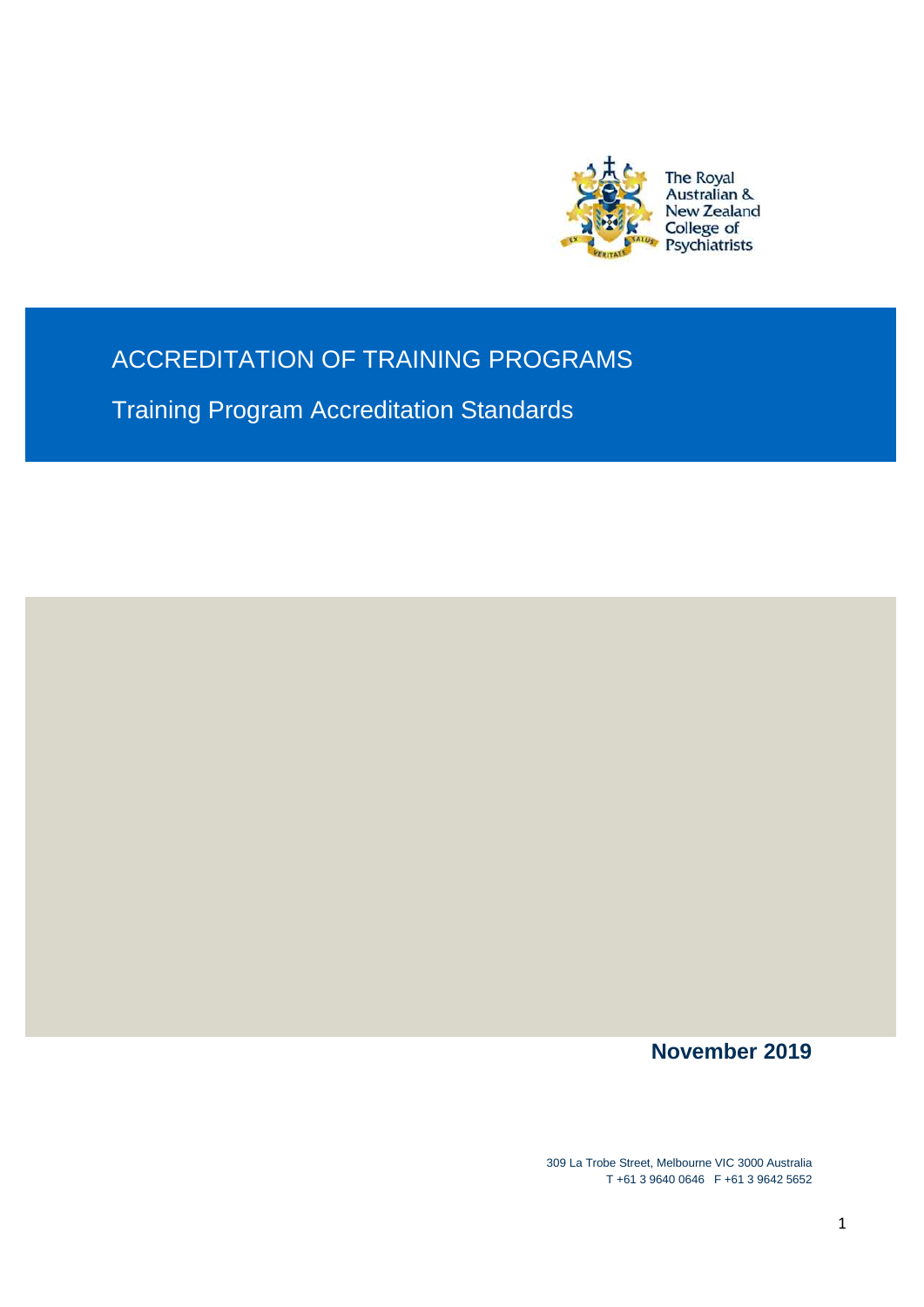The Royal Australian & New Zealand College of Psychiatrists

# ACCREDITATION OF TRAINING PROGRAMS

## Training Program Accreditation Standards

**November 2019**

309 La Trobe Street, Melbourne VIC 3000 Australia
T +61 3 9640 0646 F +61 3 9642 5652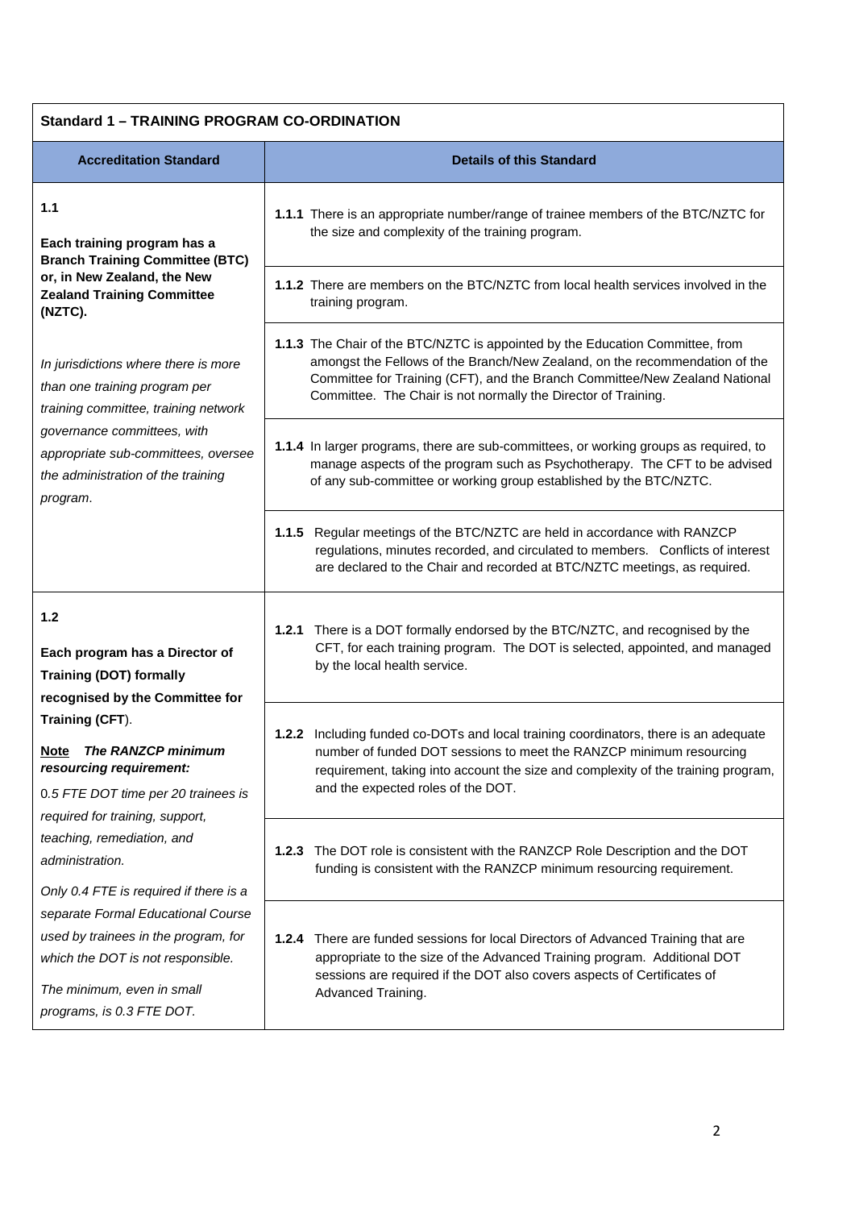## Standard 1 – TRAINING PROGRAM CO-ORDINATION

| Accreditation Standard | Details of this Standard |
|---|---|
| **1.1**<br><br>**Each training program has a Branch Training Committee (BTC) or, in New Zealand, the New Zealand Training Committee (NZTC).**<br><br>*In jurisdictions where there is more than one training program per training committee, training network governance committees, with appropriate sub-committees, oversee the administration of the training program.* | **1.1.1** There is an appropriate number/range of trainee members of the BTC/NZTC for the size and complexity of the training program. |
| | **1.1.2** There are members on the BTC/NZTC from local health services involved in the training program. |
| | **1.1.3** The Chair of the BTC/NZTC is appointed by the Education Committee, from amongst the Fellows of the Branch/New Zealand, on the recommendation of the Committee for Training (CFT), and the Branch Committee/New Zealand National Committee. The Chair is not normally the Director of Training. |
| | **1.1.4** In larger programs, there are sub-committees, or working groups as required, to manage aspects of the program such as Psychotherapy. The CFT to be advised of any sub-committee or working group established by the BTC/NZTC. |
| | **1.1.5** Regular meetings of the BTC/NZTC are held in accordance with RANZCP regulations, minutes recorded, and circulated to members. Conflicts of interest are declared to the Chair and recorded at BTC/NZTC meetings, as required. |
| **1.2**<br><br>**Each program has a Director of Training (DOT) formally recognised by the Committee for Training (CFT).**<br><br>**Note** ***The RANZCP minimum resourcing requirement:***<br>0*.5 FTE DOT time per 20 trainees is required for training, support, teaching, remediation, and administration.*<br>*Only 0.4 FTE is required if there is a separate Formal Educational Course used by trainees in the program, for which the DOT is not responsible.*<br>*The minimum, even in small programs, is 0.3 FTE DOT.* | **1.2.1** There is a DOT formally endorsed by the BTC/NZTC, and recognised by the CFT, for each training program. The DOT is selected, appointed, and managed by the local health service. |
| | **1.2.2** Including funded co-DOTs and local training coordinators, there is an adequate number of funded DOT sessions to meet the RANZCP minimum resourcing requirement, taking into account the size and complexity of the training program, and the expected roles of the DOT. |
| | **1.2.3** The DOT role is consistent with the RANZCP Role Description and the DOT funding is consistent with the RANZCP minimum resourcing requirement. |
| | **1.2.4** There are funded sessions for local Directors of Advanced Training that are appropriate to the size of the Advanced Training program. Additional DOT sessions are required if the DOT also covers aspects of Certificates of Advanced Training. |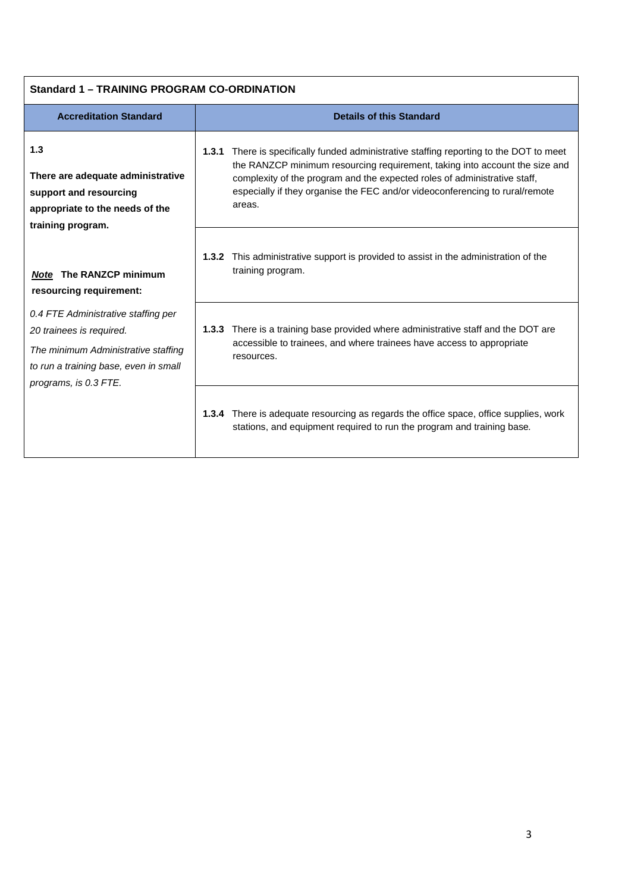**Standard 1 – TRAINING PROGRAM CO-ORDINATION**

| Accreditation Standard | Details of this Standard |
|---|---|
| **1.3**<br><br>**There are adequate administrative support and resourcing appropriate to the needs of the training program.**<br><br>***Note*** **The RANZCP minimum resourcing requirement:**<br><br>*0.4 FTE Administrative staffing per 20 trainees is required.*<br><br>*The minimum Administrative staffing to run a training base, even in small programs, is 0.3 FTE.* | **1.3.1** There is specifically funded administrative staffing reporting to the DOT to meet the RANZCP minimum resourcing requirement, taking into account the size and complexity of the program and the expected roles of administrative staff, especially if they organise the FEC and/or videoconferencing to rural/remote areas. |
| | **1.3.2** This administrative support is provided to assist in the administration of the training program. |
| | **1.3.3** There is a training base provided where administrative staff and the DOT are accessible to trainees, and where trainees have access to appropriate resources. |
| | **1.3.4** There is adequate resourcing as regards the office space, office supplies, work stations, and equipment required to run the program and training base. |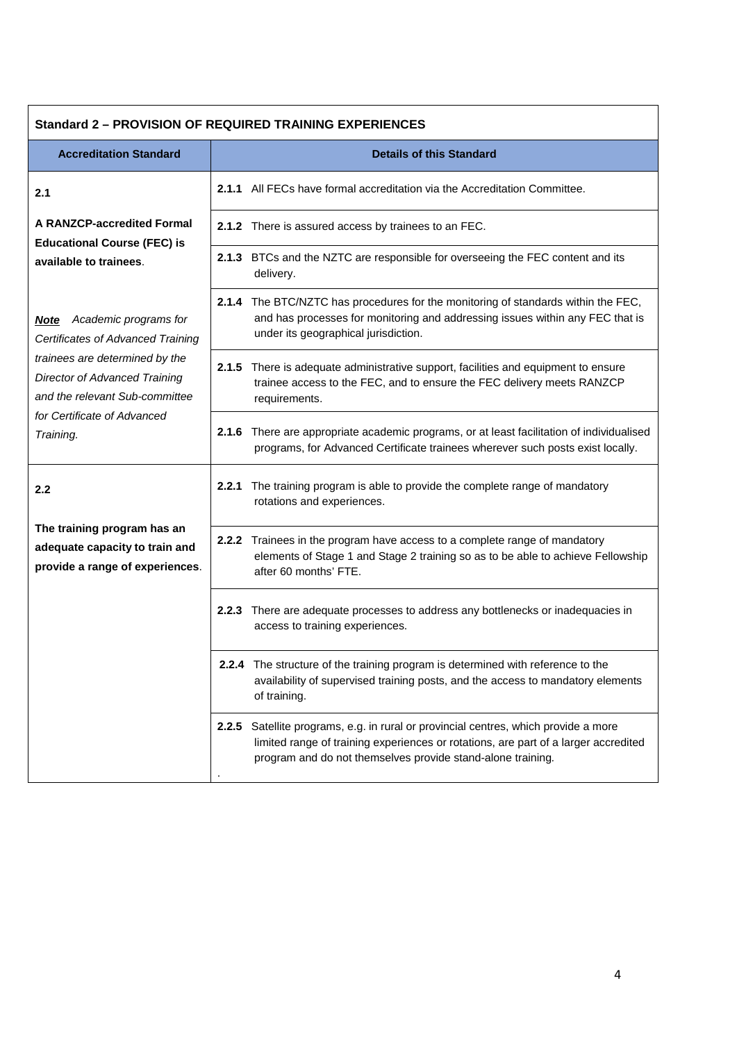| **Standard 2 – PROVISION OF REQUIRED TRAINING EXPERIENCES** | |
|---|---|
| **Accreditation Standard** | **Details of this Standard** |
| **2.1**<br><br>**A RANZCP-accredited Formal Educational Course (FEC) is available to trainees**.<br><br>***Note*** *Academic programs for Certificates of Advanced Training trainees are determined by the Director of Advanced Training and the relevant Sub-committee for Certificate of Advanced Training.* | **2.1.1** All FECs have formal accreditation via the Accreditation Committee. |
| | **2.1.2** There is assured access by trainees to an FEC. |
| | **2.1.3** BTCs and the NZTC are responsible for overseeing the FEC content and its delivery. |
| | **2.1.4** The BTC/NZTC has procedures for the monitoring of standards within the FEC, and has processes for monitoring and addressing issues within any FEC that is under its geographical jurisdiction. |
| | **2.1.5** There is adequate administrative support, facilities and equipment to ensure trainee access to the FEC, and to ensure the FEC delivery meets RANZCP requirements. |
| | **2.1.6** There are appropriate academic programs, or at least facilitation of individualised programs, for Advanced Certificate trainees wherever such posts exist locally. |
| **2.2**<br><br>**The training program has an adequate capacity to train and provide a range of experiences**. | **2.2.1** The training program is able to provide the complete range of mandatory rotations and experiences. |
| | **2.2.2** Trainees in the program have access to a complete range of mandatory elements of Stage 1 and Stage 2 training so as to be able to achieve Fellowship after 60 months' FTE. |
| | **2.2.3** There are adequate processes to address any bottlenecks or inadequacies in access to training experiences. |
| | **2.2.4** The structure of the training program is determined with reference to the availability of supervised training posts, and the access to mandatory elements of training. |
| | **2.2.5** Satellite programs, e.g. in rural or provincial centres, which provide a more limited range of training experiences or rotations, are part of a larger accredited program and do not themselves provide stand-alone training.<br>. |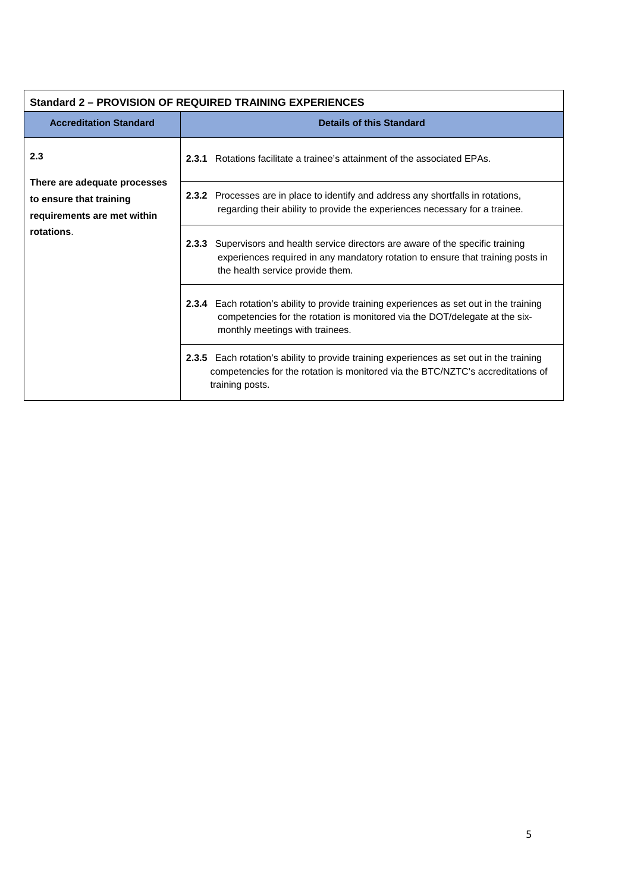| Standard 2 – PROVISION OF REQUIRED TRAINING EXPERIENCES | |
|---|---|
| **Accreditation Standard** | **Details of this Standard** |
| **2.3**<br><br>**There are adequate processes to ensure that training requirements are met within rotations**. | **2.3.1** Rotations facilitate a trainee's attainment of the associated EPAs. |
| | **2.3.2** Processes are in place to identify and address any shortfalls in rotations, regarding their ability to provide the experiences necessary for a trainee. |
| | **2.3.3** Supervisors and health service directors are aware of the specific training experiences required in any mandatory rotation to ensure that training posts in the health service provide them. |
| | **2.3.4** Each rotation's ability to provide training experiences as set out in the training competencies for the rotation is monitored via the DOT/delegate at the six-monthly meetings with trainees. |
| | **2.3.5** Each rotation's ability to provide training experiences as set out in the training competencies for the rotation is monitored via the BTC/NZTC's accreditations of training posts. |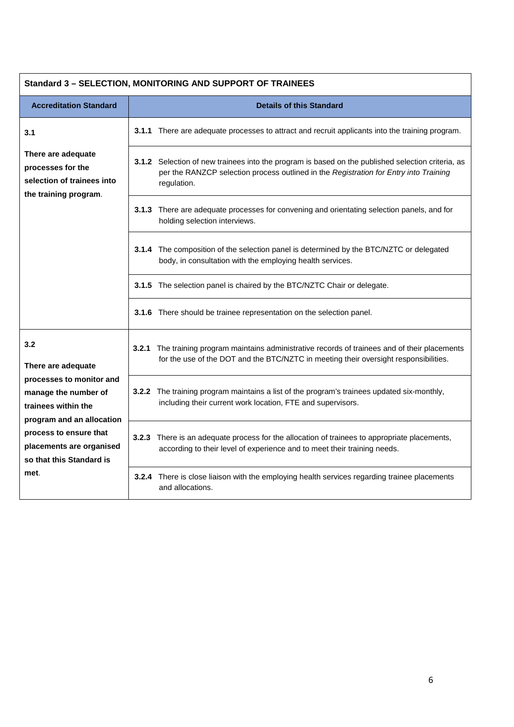| Standard 3 – SELECTION, MONITORING AND SUPPORT OF TRAINEES | |
|---|---|
| **Accreditation Standard** | **Details of this Standard** |
| **3.1** **There are adequate processes for the selection of trainees into the training program**. | **3.1.1** There are adequate processes to attract and recruit applicants into the training program. |
| | **3.1.2** Selection of new trainees into the program is based on the published selection criteria, as per the RANZCP selection process outlined in the *Registration for Entry into Training* regulation. |
| | **3.1.3** There are adequate processes for convening and orientating selection panels, and for holding selection interviews. |
| | **3.1.4** The composition of the selection panel is determined by the BTC/NZTC or delegated body, in consultation with the employing health services. |
| | **3.1.5** The selection panel is chaired by the BTC/NZTC Chair or delegate. |
| | **3.1.6** There should be trainee representation on the selection panel. |
| **3.2** **There are adequate processes to monitor and manage the number of trainees within the program and an allocation process to ensure that placements are organised so that this Standard is met**. | **3.2.1** The training program maintains administrative records of trainees and of their placements for the use of the DOT and the BTC/NZTC in meeting their oversight responsibilities. |
| | **3.2.2** The training program maintains a list of the program's trainees updated six-monthly, including their current work location, FTE and supervisors. |
| | **3.2.3** There is an adequate process for the allocation of trainees to appropriate placements, according to their level of experience and to meet their training needs. |
| | **3.2.4** There is close liaison with the employing health services regarding trainee placements and allocations. |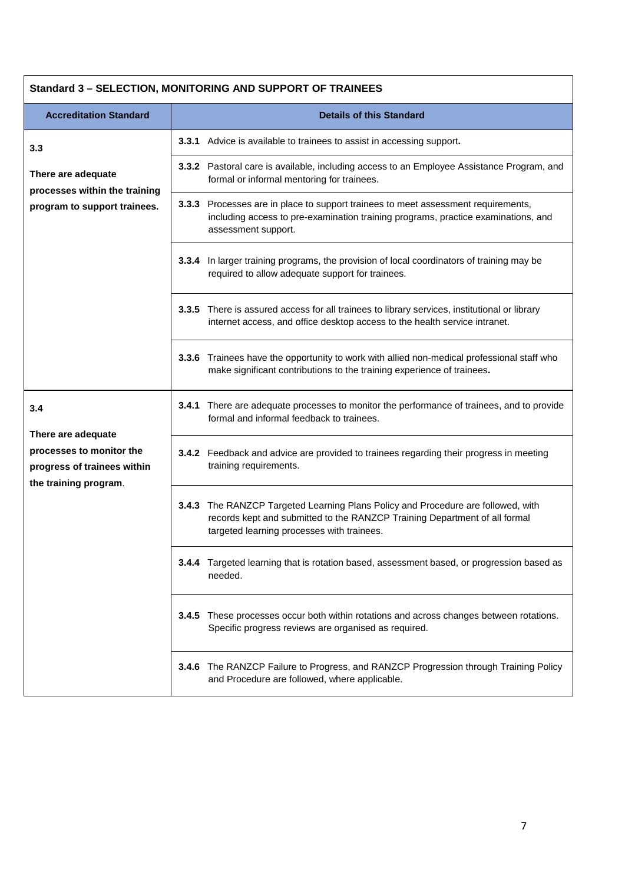| Standard 3 – SELECTION, MONITORING AND SUPPORT OF TRAINEES | |
|---|---|
| **Accreditation Standard** | **Details of this Standard** |
| **3.3** There are adequate processes within the training program to support trainees. | **3.3.1** Advice is available to trainees to assist in accessing support**.** |
| | **3.3.2** Pastoral care is available, including access to an Employee Assistance Program, and formal or informal mentoring for trainees. |
| | **3.3.3** Processes are in place to support trainees to meet assessment requirements, including access to pre-examination training programs, practice examinations, and assessment support. |
| | **3.3.4** In larger training programs, the provision of local coordinators of training may be required to allow adequate support for trainees. |
| | **3.3.5** There is assured access for all trainees to library services, institutional or library internet access, and office desktop access to the health service intranet. |
| | **3.3.6** Trainees have the opportunity to work with allied non-medical professional staff who make significant contributions to the training experience of trainees**.** |
| **3.4** There are adequate processes to monitor the progress of trainees within the training program. | **3.4.1** There are adequate processes to monitor the performance of trainees, and to provide formal and informal feedback to trainees. |
| | **3.4.2** Feedback and advice are provided to trainees regarding their progress in meeting training requirements. |
| | **3.4.3** The RANZCP Targeted Learning Plans Policy and Procedure are followed, with records kept and submitted to the RANZCP Training Department of all formal targeted learning processes with trainees. |
| | **3.4.4** Targeted learning that is rotation based, assessment based, or progression based as needed. |
| | **3.4.5** These processes occur both within rotations and across changes between rotations. Specific progress reviews are organised as required. |
| | **3.4.6** The RANZCP Failure to Progress, and RANZCP Progression through Training Policy and Procedure are followed, where applicable. |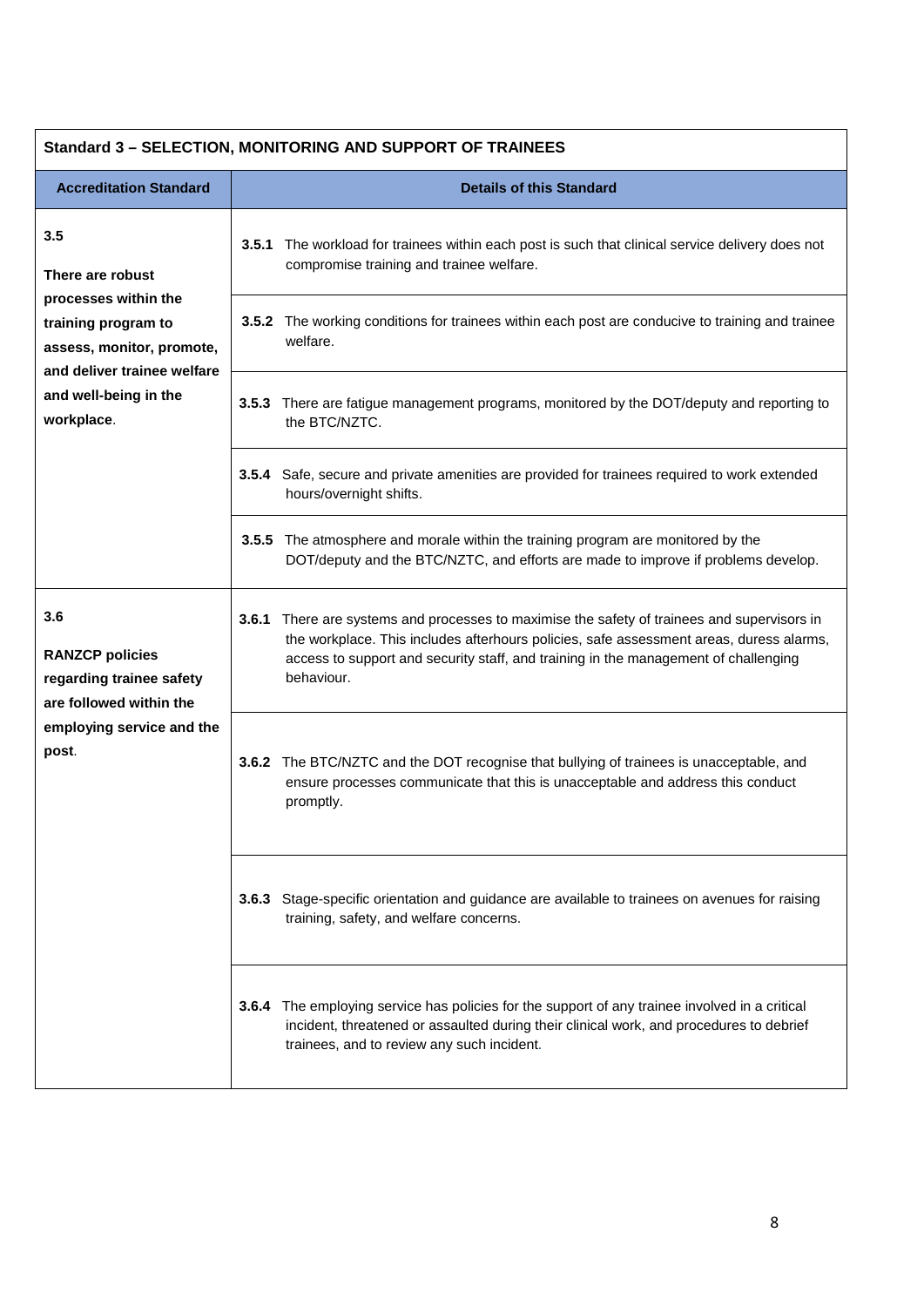| Standard 3 – SELECTION, MONITORING AND SUPPORT OF TRAINEES | |
|---|---|
| **Accreditation Standard** | **Details of this Standard** |
| **3.5**<br><br>**There are robust processes within the training program to assess, monitor, promote, and deliver trainee welfare and well-being in the workplace**. | **3.5.1** The workload for trainees within each post is such that clinical service delivery does not compromise training and trainee welfare. |
| | **3.5.2** The working conditions for trainees within each post are conducive to training and trainee welfare. |
| | **3.5.3** There are fatigue management programs, monitored by the DOT/deputy and reporting to the BTC/NZTC. |
| | **3.5.4** Safe, secure and private amenities are provided for trainees required to work extended hours/overnight shifts. |
| | **3.5.5** The atmosphere and morale within the training program are monitored by the DOT/deputy and the BTC/NZTC, and efforts are made to improve if problems develop. |
| **3.6**<br><br>**RANZCP policies regarding trainee safety are followed within the employing service and the post**. | **3.6.1** There are systems and processes to maximise the safety of trainees and supervisors in the workplace. This includes afterhours policies, safe assessment areas, duress alarms, access to support and security staff, and training in the management of challenging behaviour. |
| | **3.6.2** The BTC/NZTC and the DOT recognise that bullying of trainees is unacceptable, and ensure processes communicate that this is unacceptable and address this conduct promptly. |
| | **3.6.3** Stage-specific orientation and guidance are available to trainees on avenues for raising training, safety, and welfare concerns. |
| | **3.6.4** The employing service has policies for the support of any trainee involved in a critical incident, threatened or assaulted during their clinical work, and procedures to debrief trainees, and to review any such incident. |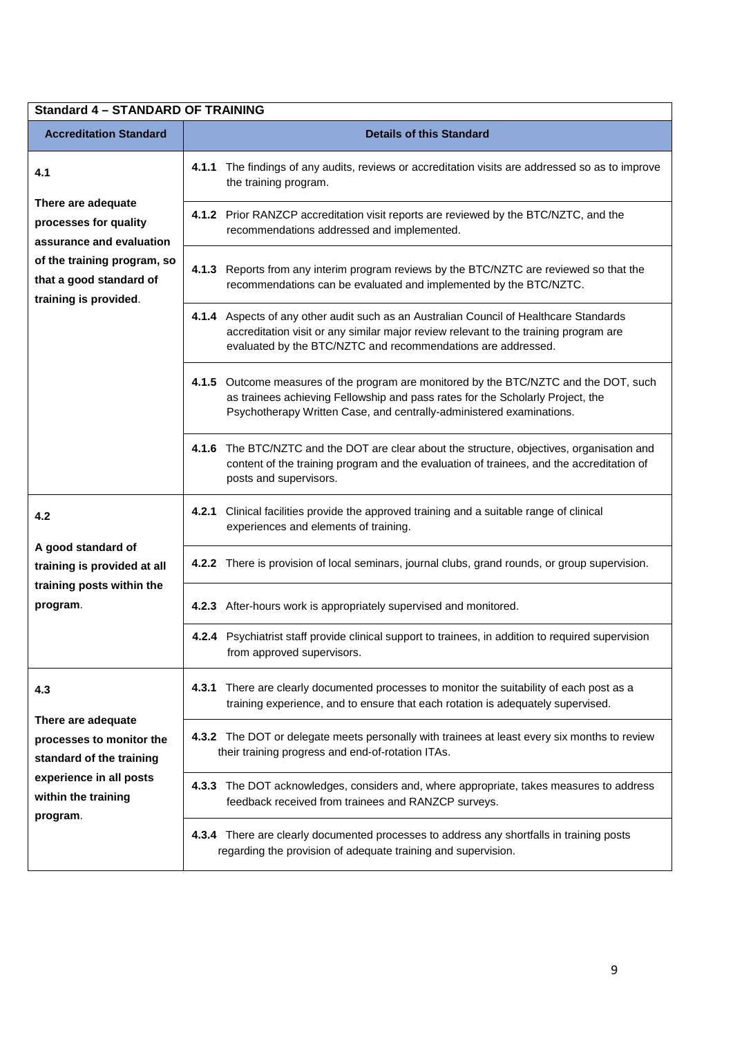| Standard 4 – STANDARD OF TRAINING | |
|---|---|
| **Accreditation Standard** | **Details of this Standard** |
| **4.1**<br><br>**There are adequate processes for quality assurance and evaluation of the training program, so that a good standard of training is provided**. | **4.1.1** The findings of any audits, reviews or accreditation visits are addressed so as to improve the training program. |
| | **4.1.2** Prior RANZCP accreditation visit reports are reviewed by the BTC/NZTC, and the recommendations addressed and implemented. |
| | **4.1.3** Reports from any interim program reviews by the BTC/NZTC are reviewed so that the recommendations can be evaluated and implemented by the BTC/NZTC. |
| | **4.1.4** Aspects of any other audit such as an Australian Council of Healthcare Standards accreditation visit or any similar major review relevant to the training program are evaluated by the BTC/NZTC and recommendations are addressed. |
| | **4.1.5** Outcome measures of the program are monitored by the BTC/NZTC and the DOT, such as trainees achieving Fellowship and pass rates for the Scholarly Project, the Psychotherapy Written Case, and centrally-administered examinations. |
| | **4.1.6** The BTC/NZTC and the DOT are clear about the structure, objectives, organisation and content of the training program and the evaluation of trainees, and the accreditation of posts and supervisors. |
| **4.2**<br><br>**A good standard of training is provided at all training posts within the program**. | **4.2.1** Clinical facilities provide the approved training and a suitable range of clinical experiences and elements of training. |
| | **4.2.2** There is provision of local seminars, journal clubs, grand rounds, or group supervision. |
| | **4.2.3** After-hours work is appropriately supervised and monitored. |
| | **4.2.4** Psychiatrist staff provide clinical support to trainees, in addition to required supervision from approved supervisors. |
| **4.3**<br><br>**There are adequate processes to monitor the standard of the training experience in all posts within the training program**. | **4.3.1** There are clearly documented processes to monitor the suitability of each post as a training experience, and to ensure that each rotation is adequately supervised. |
| | **4.3.2** The DOT or delegate meets personally with trainees at least every six months to review their training progress and end-of-rotation ITAs. |
| | **4.3.3** The DOT acknowledges, considers and, where appropriate, takes measures to address feedback received from trainees and RANZCP surveys. |
| | **4.3.4** There are clearly documented processes to address any shortfalls in training posts regarding the provision of adequate training and supervision. |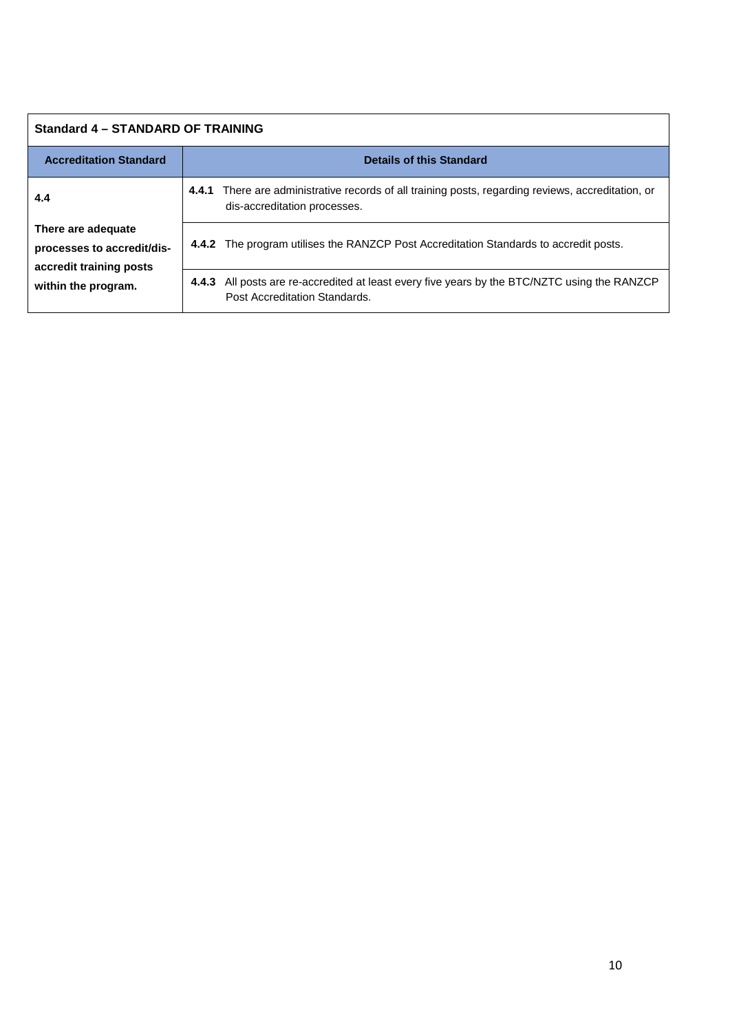| Standard 4 – STANDARD OF TRAINING | |
|---|---|
| **Accreditation Standard** | **Details of this Standard** |
| **4.4**<br><br>**There are adequate processes to accredit/dis-accredit training posts within the program.** | **4.4.1** There are administrative records of all training posts, regarding reviews, accreditation, or dis-accreditation processes. |
| | **4.4.2** The program utilises the RANZCP Post Accreditation Standards to accredit posts. |
| | **4.4.3** All posts are re-accredited at least every five years by the BTC/NZTC using the RANZCP Post Accreditation Standards. |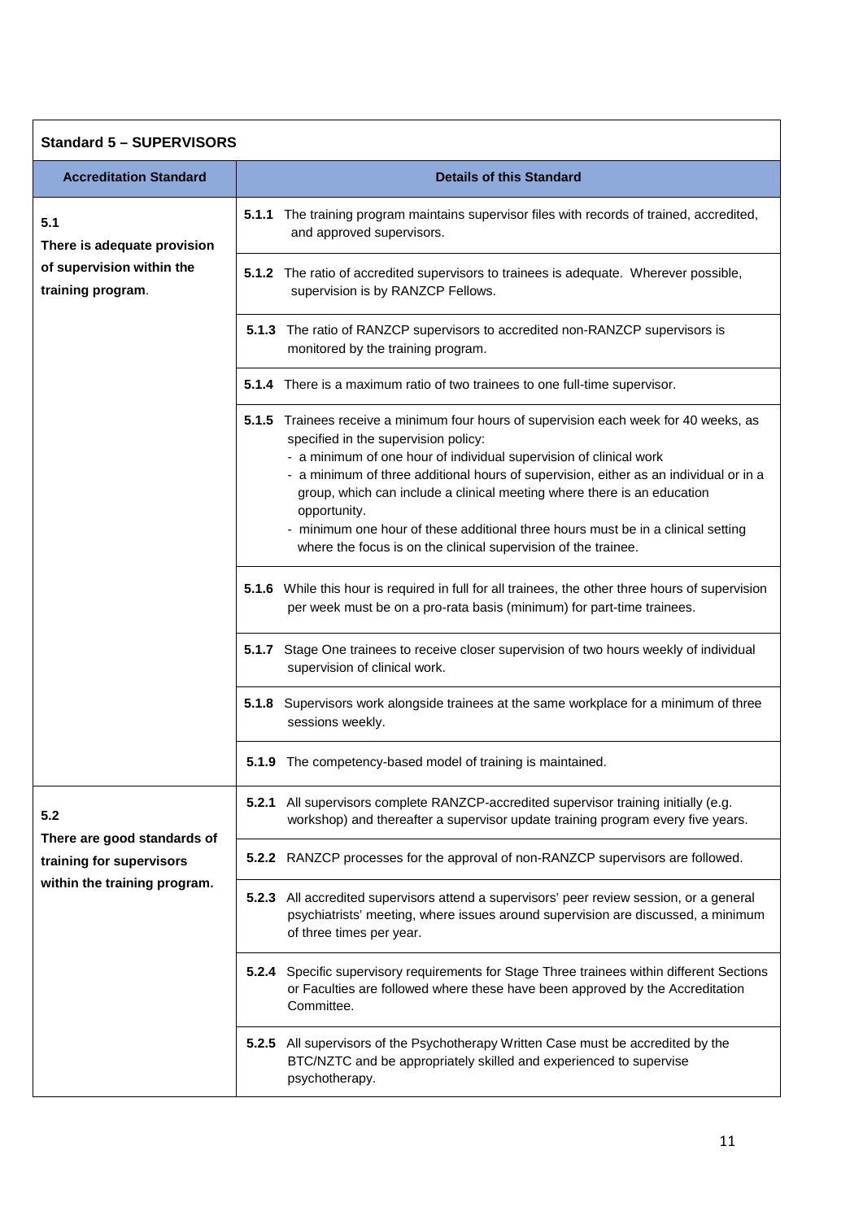**Standard 5 – SUPERVISORS**

| Accreditation Standard | Details of this Standard |
| --- | --- |
| **5.1** **There is adequate provision of supervision within the training program**. | **5.1.1** The training program maintains supervisor files with records of trained, accredited, and approved supervisors. |
| | **5.1.2** The ratio of accredited supervisors to trainees is adequate. Wherever possible, supervision is by RANZCP Fellows. |
| | **5.1.3** The ratio of RANZCP supervisors to accredited non-RANZCP supervisors is monitored by the training program. |
| | **5.1.4** There is a maximum ratio of two trainees to one full-time supervisor. |
| | **5.1.5** Trainees receive a minimum four hours of supervision each week for 40 weeks, as specified in the supervision policy:<br>- a minimum of one hour of individual supervision of clinical work<br>- a minimum of three additional hours of supervision, either as an individual or in a group, which can include a clinical meeting where there is an education opportunity.<br>- minimum one hour of these additional three hours must be in a clinical setting where the focus is on the clinical supervision of the trainee. |
| | **5.1.6** While this hour is required in full for all trainees, the other three hours of supervision per week must be on a pro-rata basis (minimum) for part-time trainees. |
| | **5.1.7** Stage One trainees to receive closer supervision of two hours weekly of individual supervision of clinical work. |
| | **5.1.8** Supervisors work alongside trainees at the same workplace for a minimum of three sessions weekly. |
| | **5.1.9** The competency-based model of training is maintained. |
| **5.2** **There are good standards of training for supervisors within the training program.** | **5.2.1** All supervisors complete RANZCP-accredited supervisor training initially (e.g. workshop) and thereafter a supervisor update training program every five years. |
| | **5.2.2** RANZCP processes for the approval of non-RANZCP supervisors are followed. |
| | **5.2.3** All accredited supervisors attend a supervisors' peer review session, or a general psychiatrists' meeting, where issues around supervision are discussed, a minimum of three times per year. |
| | **5.2.4** Specific supervisory requirements for Stage Three trainees within different Sections or Faculties are followed where these have been approved by the Accreditation Committee. |
| | **5.2.5** All supervisors of the Psychotherapy Written Case must be accredited by the BTC/NZTC and be appropriately skilled and experienced to supervise psychotherapy. |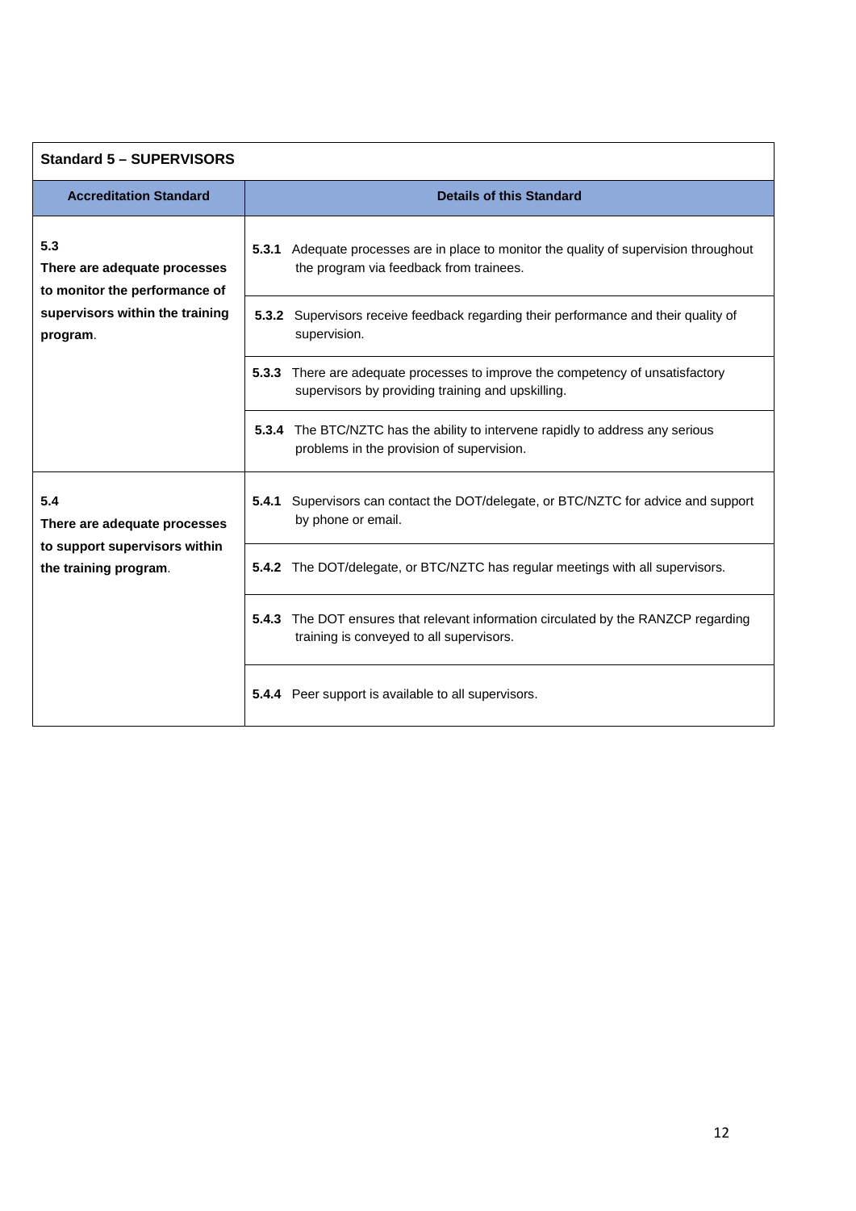| Standard 5 – SUPERVISORS | |
|---|---|
| **Accreditation Standard** | **Details of this Standard** |
| **5.3** **There are adequate processes to monitor the performance of supervisors within the training program**. | **5.3.1** Adequate processes are in place to monitor the quality of supervision throughout the program via feedback from trainees. |
| | **5.3.2** Supervisors receive feedback regarding their performance and their quality of supervision. |
| | **5.3.3** There are adequate processes to improve the competency of unsatisfactory supervisors by providing training and upskilling. |
| | **5.3.4** The BTC/NZTC has the ability to intervene rapidly to address any serious problems in the provision of supervision. |
| **5.4** **There are adequate processes to support supervisors within the training program**. | **5.4.1** Supervisors can contact the DOT/delegate, or BTC/NZTC for advice and support by phone or email. |
| | **5.4.2** The DOT/delegate, or BTC/NZTC has regular meetings with all supervisors. |
| | **5.4.3** The DOT ensures that relevant information circulated by the RANZCP regarding training is conveyed to all supervisors. |
| | **5.4.4** Peer support is available to all supervisors. |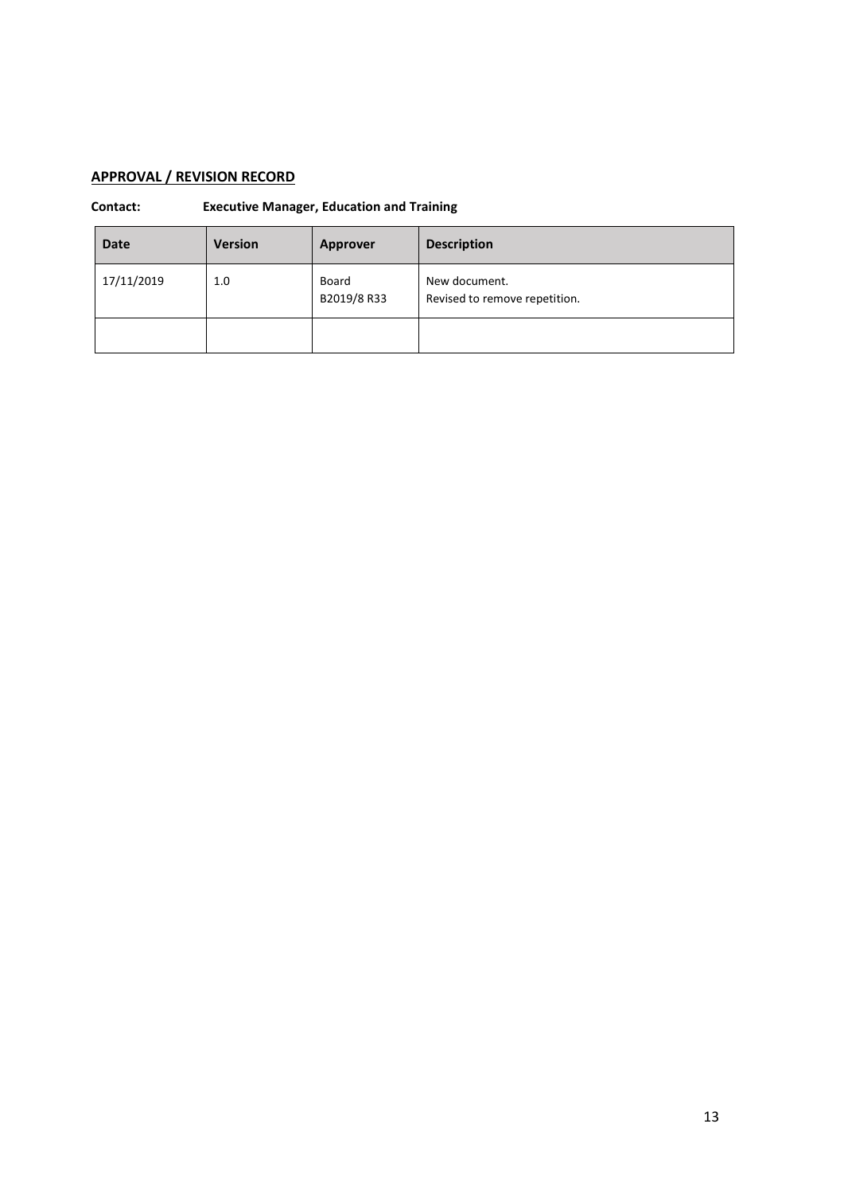**APPROVAL / REVISION RECORD**

**Contact:** **Executive Manager, Education and Training**

| Date | Version | Approver | Description |
| --- | --- | --- | --- |
| 17/11/2019 | 1.0 | Board B2019/8 R33 | New document. Revised to remove repetition. |
| | | | |